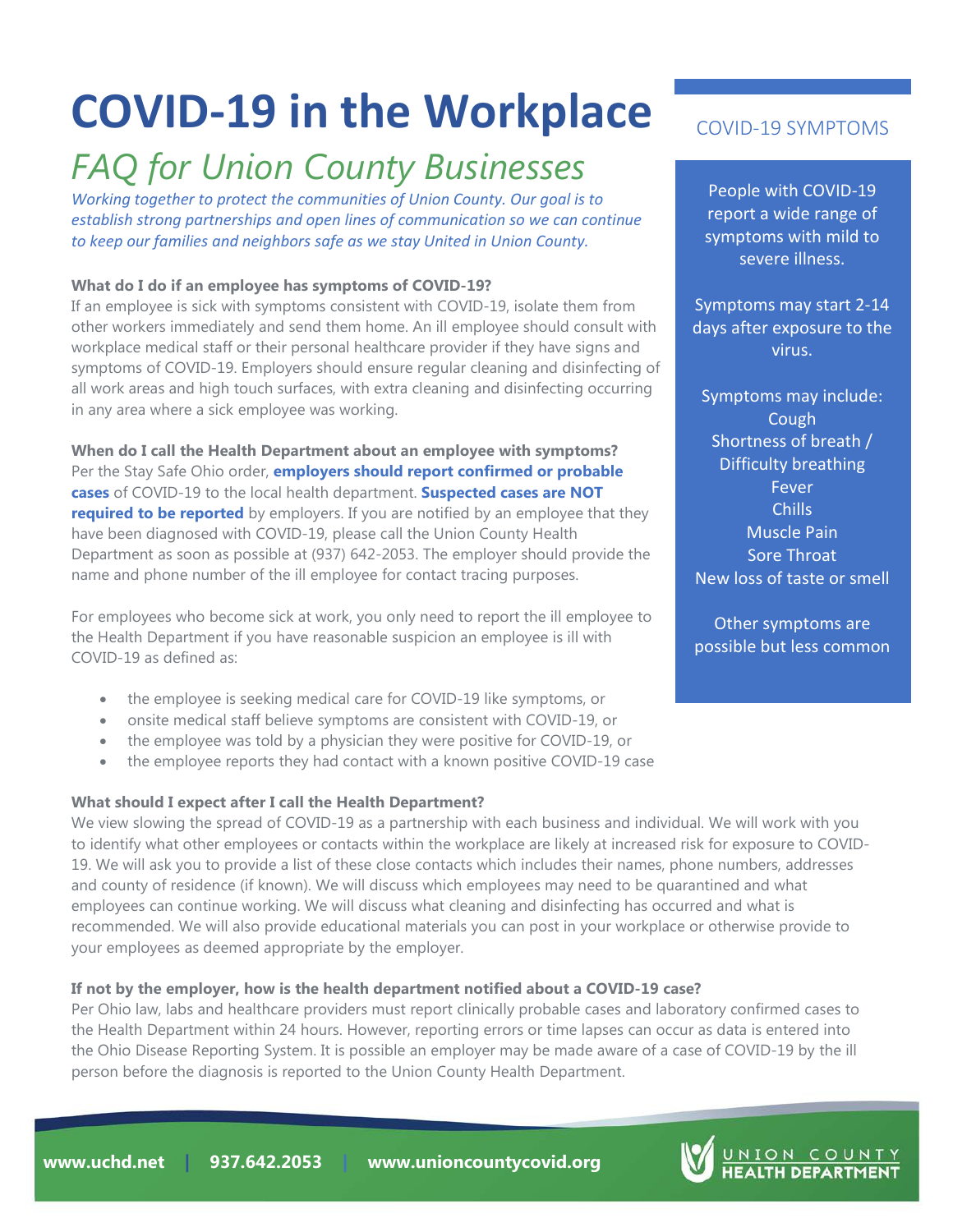# COVID-19 in the Workplace

## *FAQ for Union County Businesses*

*Working together to protect the communities of Union County. Our goal is to establish strong partnerships and open lines of communication so we can continue to keep our families and neighbors safe as we stay United in Union County.*

**What do I do if an employee has symptoms of COVID-19?**

If an employee is sick with symptoms consistent with COVID-19, isolate them from other workers immediately and send them home. An ill employee should consult with workplace medical staff or their personal healthcare provider if they have signs and symptoms of COVID-19. Employers should ensure regular cleaning and disinfecting of all work areas and high touch surfaces, with extra cleaning and disinfecting occurring in any area where a sick employee was working.

**When do I call the Health Department about an employee with symptoms?**

Per the Stay Safe Ohio order, **employers should report confirmed or probable cases** of COVID-19 to the local health department. **Suspected cases are NOT required to be reported** by employers. If you are notified by an employee that they have been diagnosed with COVID-19, please call the Union County Health Department as soon as possible at (937) 642-2053. The employer should provide the name and phone number of the ill employee for contact tracing purposes.

For employees who become sick at work, you only need to report the ill employee to the Health Department if you have reasonable suspicion an employee is ill with COVID-19 as defined as:

- the employee is seeking medical care for COVID-19 like symptoms, or
- onsite medical staff believe symptoms are consistent with COVID-19, or
- the employee was told by a physician they were positive for COVID-19, or
- the employee reports they had contact with a known positive COVID-19 case

**What should I expect after I call the Health Department?**

We view slowing the spread of COVID-19 as a partnership with each business and individual. We will work with you to identify what other employees or contacts within the workplace are likely at increased risk for exposure to COVID-19. We will ask you to provide a list of these close contacts which includes their names, phone numbers, addresses and county of residence (if known). We will discuss which employees may need to be quarantined and what employees can continue working. We will discuss what cleaning and disinfecting has occurred and what is recommended. We will also provide educational materials you can post in your workplace or otherwise provide to your employees as deemed appropriate by the employer.

**If not by the employer, how is the health department notified about a COVID-19 case?**

Per Ohio law, labs and healthcare providers must report clinically probable cases and laboratory confirmed cases to the Health Department within 24 hours. However, reporting errors or time lapses can occur as data is entered into the Ohio Disease Reporting System. It is possible an employer may be made aware of a case of COVID-19 by the ill person before the diagnosis is reported to the Union County Health Department.

### COVID-19 SYMPTOMS

People with COVID-19 report a wide range of symptoms with mild to severe illness.

Symptoms may start 2-14 days after exposure to the virus.

Symptoms may include:
- Cough
- Shortness of breath / Difficulty breathing
- Fever
- Chills
- Muscle Pain
- Sore Throat
- New loss of taste or smell

Other symptoms are possible but less common

www.uchd.net | 937.642.2053 | www.unioncountycovid.org

UNION COUNTY HEALTH DEPARTMENT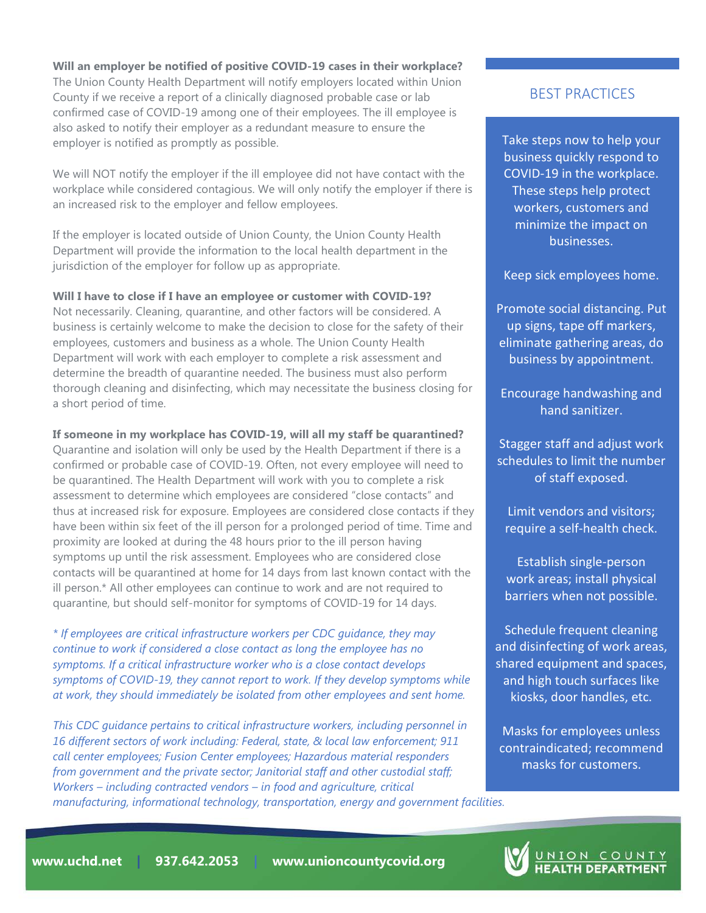**Will an employer be notified of positive COVID-19 cases in their workplace?**
The Union County Health Department will notify employers located within Union County if we receive a report of a clinically diagnosed probable case or lab confirmed case of COVID-19 among one of their employees. The ill employee is also asked to notify their employer as a redundant measure to ensure the employer is notified as promptly as possible.

We will NOT notify the employer if the ill employee did not have contact with the workplace while considered contagious. We will only notify the employer if there is an increased risk to the employer and fellow employees.

If the employer is located outside of Union County, the Union County Health Department will provide the information to the local health department in the jurisdiction of the employer for follow up as appropriate.

**Will I have to close if I have an employee or customer with COVID-19?**
Not necessarily. Cleaning, quarantine, and other factors will be considered. A business is certainly welcome to make the decision to close for the safety of their employees, customers and business as a whole. The Union County Health Department will work with each employer to complete a risk assessment and determine the breadth of quarantine needed. The business must also perform thorough cleaning and disinfecting, which may necessitate the business closing for a short period of time.

**If someone in my workplace has COVID-19, will all my staff be quarantined?**
Quarantine and isolation will only be used by the Health Department if there is a confirmed or probable case of COVID-19. Often, not every employee will need to be quarantined. The Health Department will work with you to complete a risk assessment to determine which employees are considered "close contacts" and thus at increased risk for exposure. Employees are considered close contacts if they have been within six feet of the ill person for a prolonged period of time. Time and proximity are looked at during the 48 hours prior to the ill person having symptoms up until the risk assessment. Employees who are considered close contacts will be quarantined at home for 14 days from last known contact with the ill person.* All other employees can continue to work and are not required to quarantine, but should self-monitor for symptoms of COVID-19 for 14 days.

*\* If employees are critical infrastructure workers per CDC guidance, they may continue to work if considered a close contact as long the employee has no symptoms. If a critical infrastructure worker who is a close contact develops symptoms of COVID-19, they cannot report to work. If they develop symptoms while at work, they should immediately be isolated from other employees and sent home.*

*This CDC guidance pertains to critical infrastructure workers, including personnel in 16 different sectors of work including: Federal, state, & local law enforcement; 911 call center employees; Fusion Center employees; Hazardous material responders from government and the private sector; Janitorial staff and other custodial staff; Workers – including contracted vendors – in food and agriculture, critical manufacturing, informational technology, transportation, energy and government facilities.*

## BEST PRACTICES

Take steps now to help your business quickly respond to COVID-19 in the workplace. These steps help protect workers, customers and minimize the impact on businesses.

Keep sick employees home.

Promote social distancing. Put up signs, tape off markers, eliminate gathering areas, do business by appointment.

Encourage handwashing and hand sanitizer.

Stagger staff and adjust work schedules to limit the number of staff exposed.

Limit vendors and visitors; require a self-health check.

Establish single-person work areas; install physical barriers when not possible.

Schedule frequent cleaning and disinfecting of work areas, shared equipment and spaces, and high touch surfaces like kiosks, door handles, etc.

Masks for employees unless contraindicated; recommend masks for customers.

www.uchd.net | 937.642.2053 | www.unioncountycovid.org

UNION COUNTY HEALTH DEPARTMENT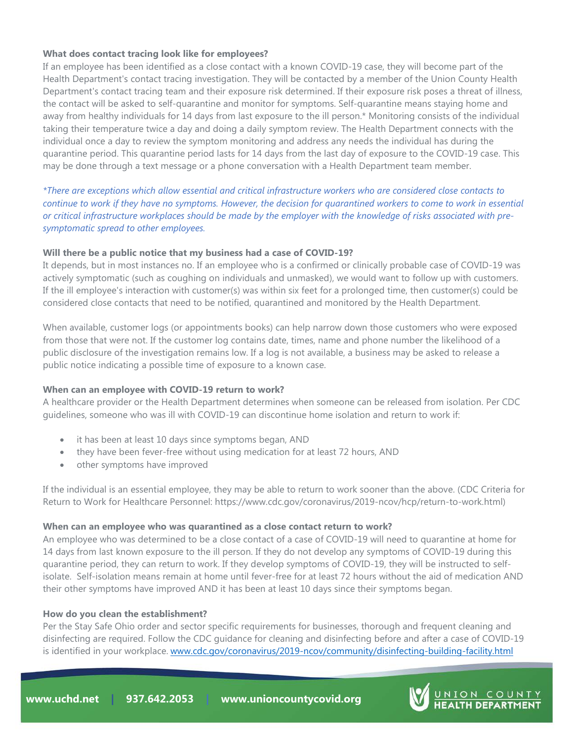**What does contact tracing look like for employees?**

If an employee has been identified as a close contact with a known COVID-19 case, they will become part of the Health Department's contact tracing investigation. They will be contacted by a member of the Union County Health Department's contact tracing team and their exposure risk determined. If their exposure risk poses a threat of illness, the contact will be asked to self-quarantine and monitor for symptoms. Self-quarantine means staying home and away from healthy individuals for 14 days from last exposure to the ill person.* Monitoring consists of the individual taking their temperature twice a day and doing a daily symptom review. The Health Department connects with the individual once a day to review the symptom monitoring and address any needs the individual has during the quarantine period. This quarantine period lasts for 14 days from the last day of exposure to the COVID-19 case. This may be done through a text message or a phone conversation with a Health Department team member.

*\*There are exceptions which allow essential and critical infrastructure workers who are considered close contacts to continue to work if they have no symptoms. However, the decision for quarantined workers to come to work in essential or critical infrastructure workplaces should be made by the employer with the knowledge of risks associated with pre-symptomatic spread to other employees.*

**Will there be a public notice that my business had a case of COVID-19?**

It depends, but in most instances no. If an employee who is a confirmed or clinically probable case of COVID-19 was actively symptomatic (such as coughing on individuals and unmasked), we would want to follow up with customers. If the ill employee's interaction with customer(s) was within six feet for a prolonged time, then customer(s) could be considered close contacts that need to be notified, quarantined and monitored by the Health Department.

When available, customer logs (or appointments books) can help narrow down those customers who were exposed from those that were not. If the customer log contains date, times, name and phone number the likelihood of a public disclosure of the investigation remains low. If a log is not available, a business may be asked to release a public notice indicating a possible time of exposure to a known case.

**When can an employee with COVID-19 return to work?**

A healthcare provider or the Health Department determines when someone can be released from isolation. Per CDC guidelines, someone who was ill with COVID-19 can discontinue home isolation and return to work if:

- it has been at least 10 days since symptoms began, AND
- they have been fever-free without using medication for at least 72 hours, AND
- other symptoms have improved

If the individual is an essential employee, they may be able to return to work sooner than the above. (CDC Criteria for Return to Work for Healthcare Personnel: https://www.cdc.gov/coronavirus/2019-ncov/hcp/return-to-work.html)

**When can an employee who was quarantined as a close contact return to work?**

An employee who was determined to be a close contact of a case of COVID-19 will need to quarantine at home for 14 days from last known exposure to the ill person. If they do not develop any symptoms of COVID-19 during this quarantine period, they can return to work. If they develop symptoms of COVID-19, they will be instructed to self-isolate. Self-isolation means remain at home until fever-free for at least 72 hours without the aid of medication AND their other symptoms have improved AND it has been at least 10 days since their symptoms began.

**How do you clean the establishment?**

Per the Stay Safe Ohio order and sector specific requirements for businesses, thorough and frequent cleaning and disinfecting are required. Follow the CDC guidance for cleaning and disinfecting before and after a case of COVID-19 is identified in your workplace. [www.cdc.gov/coronavirus/2019-ncov/community/disinfecting-building-facility.html](www.cdc.gov/coronavirus/2019-ncov/community/disinfecting-building-facility.html)